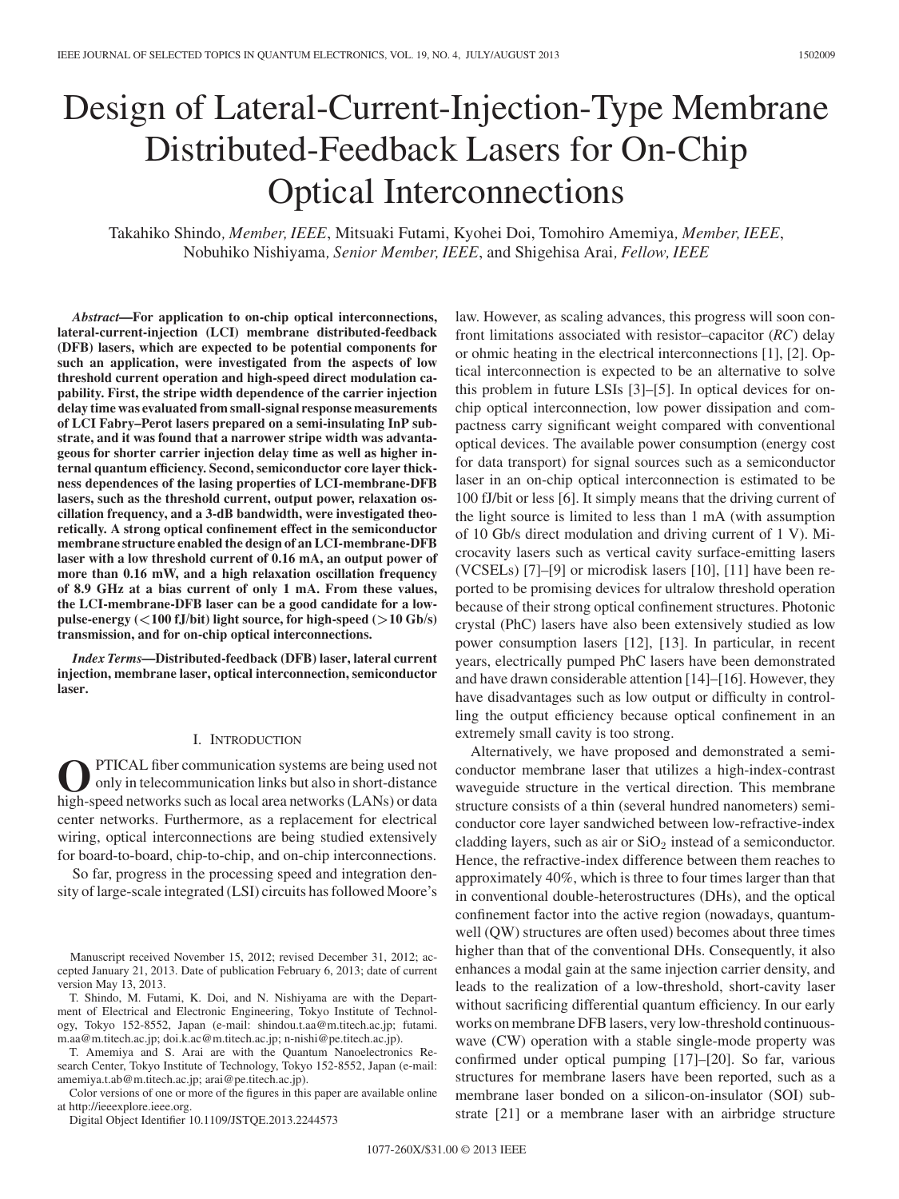# Design of Lateral-Current-Injection-Type Membrane Distributed-Feedback Lasers for On-Chip Optical Interconnections

Takahiko Shindo, *Member, IEEE*, Mitsuaki Futami, Kyohei Doi, Tomohiro Amemiya, *Member, IEEE*, Nobuhiko Nishiyama, *Senior Member, IEEE*, and Shigehisa Arai, *Fellow, IEEE*

***Abstract*—For application to on-chip optical interconnections, lateral-current-injection (LCI) membrane distributed-feedback (DFB) lasers, which are expected to be potential components for such an application, were investigated from the aspects of low threshold current operation and high-speed direct modulation capability. First, the stripe width dependence of the carrier injection delay time was evaluated from small-signal response measurements of LCI Fabry–Perot lasers prepared on a semi-insulating InP substrate, and it was found that a narrower stripe width was advantageous for shorter carrier injection delay time as well as higher internal quantum efficiency. Second, semiconductor core layer thickness dependences of the lasing properties of LCI-membrane-DFB lasers, such as the threshold current, output power, relaxation oscillation frequency, and a 3-dB bandwidth, were investigated theoretically. A strong optical confinement effect in the semiconductor membrane structure enabled the design of an LCI-membrane-DFB laser with a low threshold current of 0.16 mA, an output power of more than 0.16 mW, and a high relaxation oscillation frequency of 8.9 GHz at a bias current of only 1 mA. From these values, the LCI-membrane-DFB laser can be a good candidate for a low-pulse-energy (<100 fJ/bit) light source, for high-speed (>10 Gb/s) transmission, and for on-chip optical interconnections.**

***Index Terms*—Distributed-feedback (DFB) laser, lateral current injection, membrane laser, optical interconnection, semiconductor laser.**

## I. Introduction

Optical fiber communication systems are being used not only in telecommunication links but also in short-distance high-speed networks such as local area networks (LANs) or data center networks. Furthermore, as a replacement for electrical wiring, optical interconnections are being studied extensively for board-to-board, chip-to-chip, and on-chip interconnections.

So far, progress in the processing speed and integration density of large-scale integrated (LSI) circuits has followed Moore's law. However, as scaling advances, this progress will soon confront limitations associated with resistor–capacitor (*RC*) delay or ohmic heating in the electrical interconnections [1], [2]. Optical interconnection is expected to be an alternative to solve this problem in future LSIs [3]–[5]. In optical devices for on-chip optical interconnection, low power dissipation and compactness carry significant weight compared with conventional optical devices. The available power consumption (energy cost for data transport) for signal sources such as a semiconductor laser in an on-chip optical interconnection is estimated to be 100 fJ/bit or less [6]. It simply means that the driving current of the light source is limited to less than 1 mA (with assumption of 10 Gb/s direct modulation and driving current of 1 V). Microcavity lasers such as vertical cavity surface-emitting lasers (VCSELs) [7]–[9] or microdisk lasers [10], [11] have been reported to be promising devices for ultralow threshold operation because of their strong optical confinement structures. Photonic crystal (PhC) lasers have also been extensively studied as low power consumption lasers [12], [13]. In particular, in recent years, electrically pumped PhC lasers have been demonstrated and have drawn considerable attention [14]–[16]. However, they have disadvantages such as low output or difficulty in controlling the output efficiency because optical confinement in an extremely small cavity is too strong.

Alternatively, we have proposed and demonstrated a semiconductor membrane laser that utilizes a high-index-contrast waveguide structure in the vertical direction. This membrane structure consists of a thin (several hundred nanometers) semiconductor core layer sandwiched between low-refractive-index cladding layers, such as air or $SiO_2$ instead of a semiconductor. Hence, the refractive-index difference between them reaches to approximately 40%, which is three to four times larger than that in conventional double-heterostructures (DHs), and the optical confinement factor into the active region (nowadays, quantum-well (QW) structures are often used) becomes about three times higher than that of the conventional DHs. Consequently, it also enhances a modal gain at the same injection carrier density, and leads to the realization of a low-threshold, short-cavity laser without sacrificing differential quantum efficiency. In our early works on membrane DFB lasers, very low-threshold continuous-wave (CW) operation with a stable single-mode property was confirmed under optical pumping [17]–[20]. So far, various structures for membrane lasers have been reported, such as a membrane laser bonded on a silicon-on-insulator (SOI) substrate [21] or a membrane laser with an airbridge structure

Manuscript received November 15, 2012; revised December 31, 2012; accepted January 21, 2013. Date of publication February 6, 2013; date of current version May 13, 2013.

T. Shindo, M. Futami, K. Doi, and N. Nishiyama are with the Department of Electrical and Electronic Engineering, Tokyo Institute of Technology, Tokyo 152-8552, Japan (e-mail: shindou.t.aa@m.titech.ac.jp; futami.m.aa@m.titech.ac.jp; doi.k.ac@m.titech.ac.jp; n-nishi@pe.titech.ac.jp).

T. Amemiya and S. Arai are with the Quantum Nanoelectronics Research Center, Tokyo Institute of Technology, Tokyo 152-8552, Japan (e-mail: amemiya.t.ab@m.titech.ac.jp; arai@pe.titech.ac.jp).

Color versions of one or more of the figures in this paper are available online at http://ieeexplore.ieee.org.

Digital Object Identifier 10.1109/JSTQE.2013.2244573

1077-260X/$31.00 © 2013 IEEE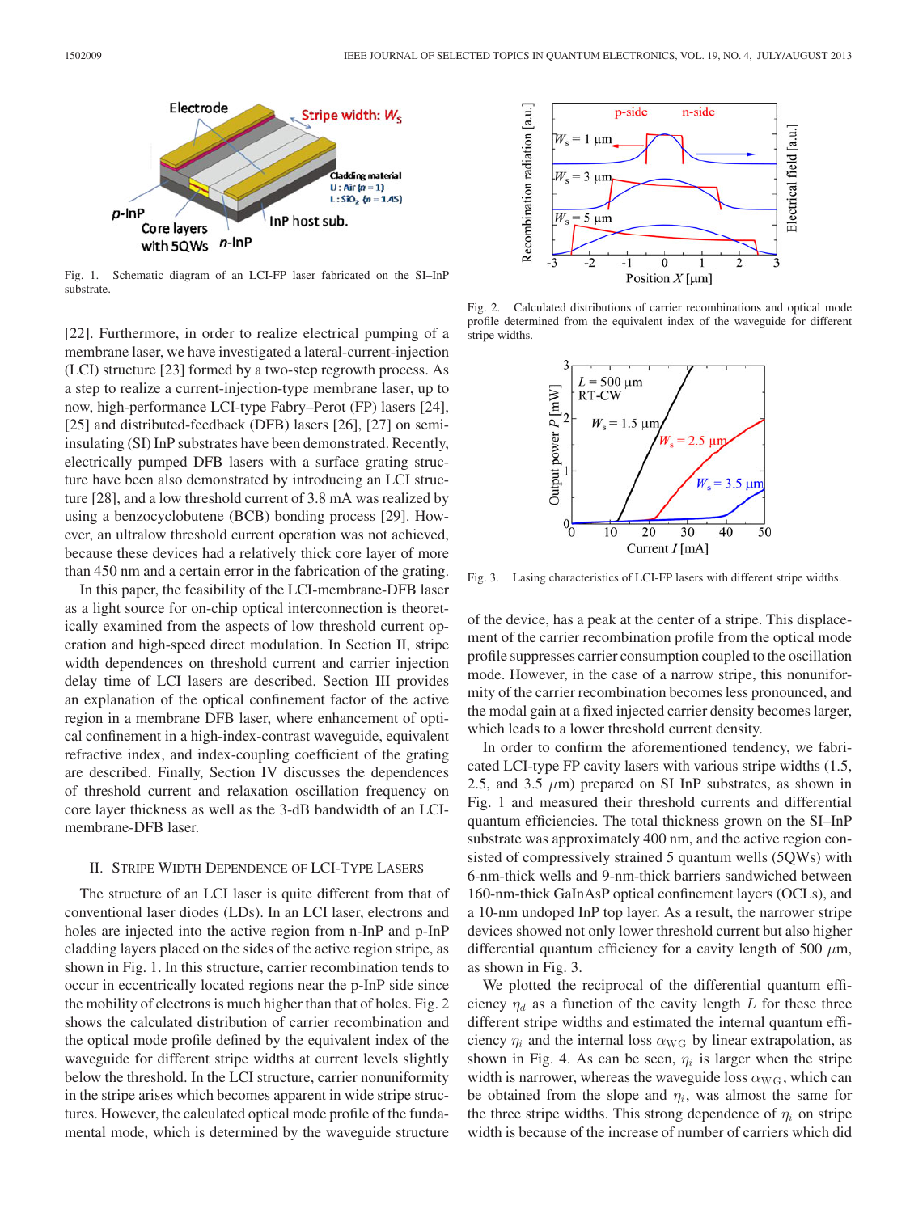Fig. 1. Schematic diagram of an LCI-FP laser fabricated on the SI–InP substrate.

[22]. Furthermore, in order to realize electrical pumping of a membrane laser, we have investigated a lateral-current-injection (LCI) structure [23] formed by a two-step regrowth process. As a step to realize a current-injection-type membrane laser, up to now, high-performance LCI-type Fabry–Perot (FP) lasers [24], [25] and distributed-feedback (DFB) lasers [26], [27] on semi-insulating (SI) InP substrates have been demonstrated. Recently, electrically pumped DFB lasers with a surface grating structure have been also demonstrated by introducing an LCI structure [28], and a low threshold current of 3.8 mA was realized by using a benzocyclobutene (BCB) bonding process [29]. However, an ultralow threshold current operation was not achieved, because these devices had a relatively thick core layer of more than 450 nm and a certain error in the fabrication of the grating.

In this paper, the feasibility of the LCI-membrane-DFB laser as a light source for on-chip optical interconnection is theoretically examined from the aspects of low threshold current operation and high-speed direct modulation. In Section II, stripe width dependences on threshold current and carrier injection delay time of LCI lasers are described. Section III provides an explanation of the optical confinement factor of the active region in a membrane DFB laser, where enhancement of optical confinement in a high-index-contrast waveguide, equivalent refractive index, and index-coupling coefficient of the grating are described. Finally, Section IV discusses the dependences of threshold current and relaxation oscillation frequency on core layer thickness as well as the 3-dB bandwidth of an LCI-membrane-DFB laser.

## II. Stripe Width Dependence of LCI-Type Lasers

The structure of an LCI laser is quite different from that of conventional laser diodes (LDs). In an LCI laser, electrons and holes are injected into the active region from n-InP and p-InP cladding layers placed on the sides of the active region stripe, as shown in Fig. 1. In this structure, carrier recombination tends to occur in eccentrically located regions near the p-InP side since the mobility of electrons is much higher than that of holes. Fig. 2 shows the calculated distribution of carrier recombination and the optical mode profile defined by the equivalent index of the waveguide for different stripe widths at current levels slightly below the threshold. In the LCI structure, carrier nonuniformity in the stripe arises which becomes apparent in wide stripe structures. However, the calculated optical mode profile of the fundamental mode, which is determined by the waveguide structure of the device, has a peak at the center of a stripe. This displacement of the carrier recombination profile from the optical mode profile suppresses carrier consumption coupled to the oscillation mode. However, in the case of a narrow stripe, this nonuniformity of the carrier recombination becomes less pronounced, and the modal gain at a fixed injected carrier density becomes larger, which leads to a lower threshold current density.

Fig. 2. Calculated distributions of carrier recombinations and optical mode profile determined from the equivalent index of the waveguide for different stripe widths.

Fig. 3. Lasing characteristics of LCI-FP lasers with different stripe widths.

In order to confirm the aforementioned tendency, we fabricated LCI-type FP cavity lasers with various stripe widths (1.5, 2.5, and 3.5 $\mu$m) prepared on SI InP substrates, as shown in Fig. 1 and measured their threshold currents and differential quantum efficiencies. The total thickness grown on the SI–InP substrate was approximately 400 nm, and the active region consisted of compressively strained 5 quantum wells (5QWs) with 6-nm-thick wells and 9-nm-thick barriers sandwiched between 160-nm-thick GaInAsP optical confinement layers (OCLs), and a 10-nm undoped InP top layer. As a result, the narrower stripe devices showed not only lower threshold current but also higher differential quantum efficiency for a cavity length of 500 $\mu$m, as shown in Fig. 3.

We plotted the reciprocal of the differential quantum efficiency $\eta_d$ as a function of the cavity length $L$ for these three different stripe widths and estimated the internal quantum efficiency $\eta_i$ and the internal loss $\alpha_{\mathrm{WG}}$ by linear extrapolation, as shown in Fig. 4. As can be seen, $\eta_i$ is larger when the stripe width is narrower, whereas the waveguide loss $\alpha_{\mathrm{WG}}$, which can be obtained from the slope and $\eta_i$, was almost the same for the three stripe widths. This strong dependence of $\eta_i$ on stripe width is because of the increase of number of carriers which did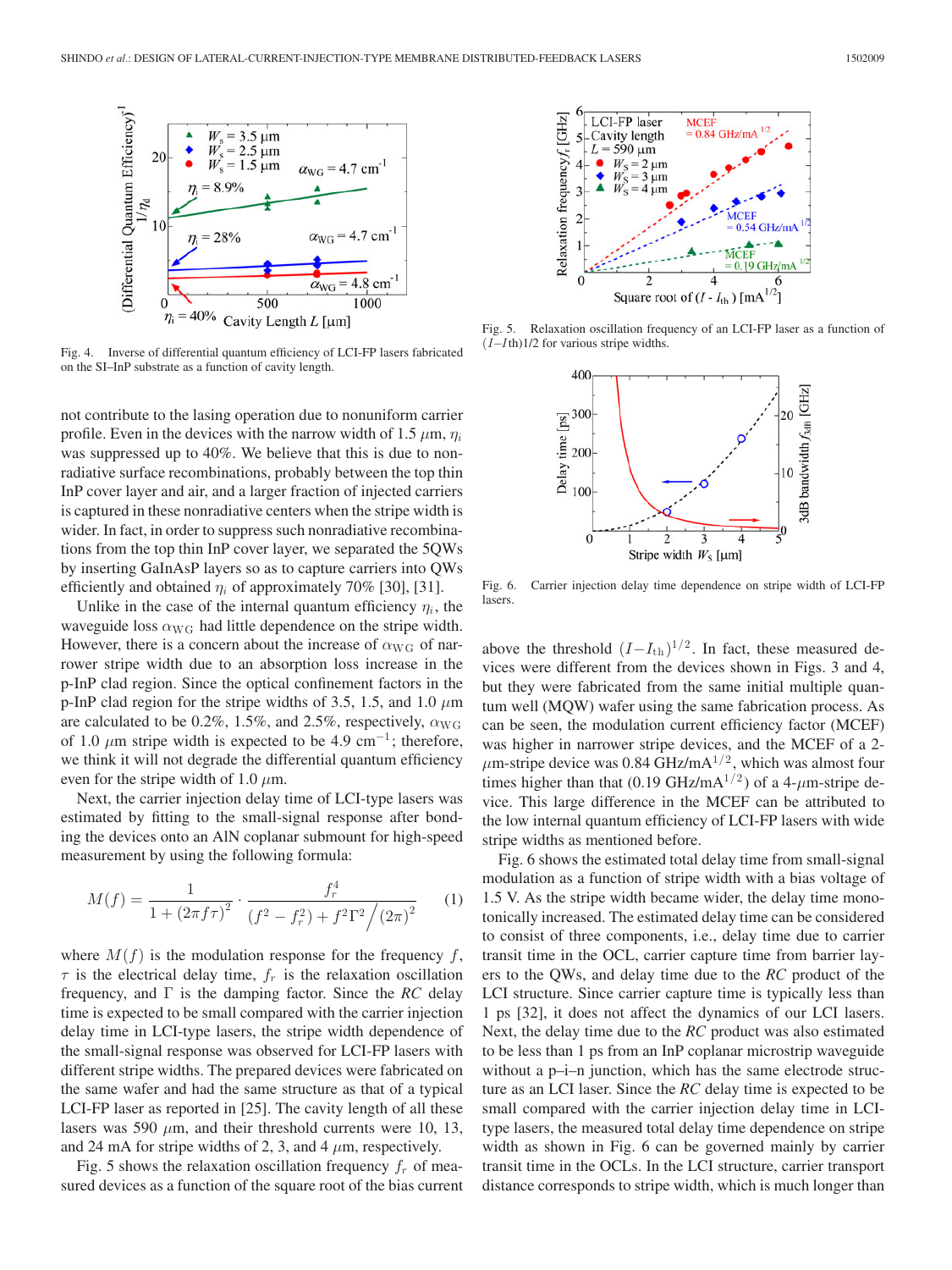Fig. 4. Inverse of differential quantum efficiency of LCI-FP lasers fabricated on the SI–InP substrate as a function of cavity length.

not contribute to the lasing operation due to nonuniform carrier profile. Even in the devices with the narrow width of 1.5 $\mu$m, $\eta_i$ was suppressed up to 40%. We believe that this is due to nonradiative surface recombinations, probably between the top thin InP cover layer and air, and a larger fraction of injected carriers is captured in these nonradiative centers when the stripe width is wider. In fact, in order to suppress such nonradiative recombinations from the top thin InP cover layer, we separated the 5QWs by inserting GaInAsP layers so as to capture carriers into QWs efficiently and obtained $\eta_i$ of approximately 70% [30], [31].

Unlike in the case of the internal quantum efficiency $\eta_i$, the waveguide loss $\alpha_{\mathrm{WG}}$ had little dependence on the stripe width. However, there is a concern about the increase of $\alpha_{\mathrm{WG}}$ of narrower stripe width due to an absorption loss increase in the p-InP clad region. Since the optical confinement factors in the p-InP clad region for the stripe widths of 3.5, 1.5, and 1.0 $\mu$m are calculated to be 0.2%, 1.5%, and 2.5%, respectively, $\alpha_{\mathrm{WG}}$ of 1.0 $\mu$m stripe width is expected to be 4.9 cm$^{-1}$; therefore, we think it will not degrade the differential quantum efficiency even for the stripe width of 1.0 $\mu$m.

Next, the carrier injection delay time of LCI-type lasers was estimated by fitting to the small-signal response after bonding the devices onto an AlN coplanar submount for high-speed measurement by using the following formula:

$$M(f) = \frac{1}{1+(2\pi f \tau)^2} \cdot \frac{f_r^4}{(f^2-f_r^2)+f^2\Gamma^2\big/(2\pi)^2} \tag{1}$$

where $M(f)$ is the modulation response for the frequency $f$, $\tau$ is the electrical delay time, $f_r$ is the relaxation oscillation frequency, and $\Gamma$ is the damping factor. Since the *RC* delay time is expected to be small compared with the carrier injection delay time in LCI-type lasers, the stripe width dependence of the small-signal response was observed for LCI-FP lasers with different stripe widths. The prepared devices were fabricated on the same wafer and had the same structure as that of a typical LCI-FP laser as reported in [25]. The cavity length of all these lasers was 590 $\mu$m, and their threshold currents were 10, 13, and 24 mA for stripe widths of 2, 3, and 4 $\mu$m, respectively.

Fig. 5 shows the relaxation oscillation frequency $f_r$ of measured devices as a function of the square root of the bias current above the threshold $(I - I_{\mathrm{th}})^{1/2}$. In fact, these measured devices were different from the devices shown in Figs. 3 and 4, but they were fabricated from the same initial multiple quantum well (MQW) wafer using the same fabrication process. As can be seen, the modulation current efficiency factor (MCEF) was higher in narrower stripe devices, and the MCEF of a 2-$\mu$m-stripe device was 0.84 GHz/mA$^{1/2}$, which was almost four times higher than that (0.19 GHz/mA$^{1/2}$) of a 4-$\mu$m-stripe device. This large difference in the MCEF can be attributed to the low internal quantum efficiency of LCI-FP lasers with wide stripe widths as mentioned before.

Fig. 5. Relaxation oscillation frequency of an LCI-FP laser as a function of $(I - I\mathrm{th})1/2$ for various stripe widths.

Fig. 6. Carrier injection delay time dependence on stripe width of LCI-FP lasers.

Fig. 6 shows the estimated total delay time from small-signal modulation as a function of stripe width with a bias voltage of 1.5 V. As the stripe width became wider, the delay time monotonically increased. The estimated delay time can be considered to consist of three components, i.e., delay time due to carrier transit time in the OCL, carrier capture time from barrier layers to the QWs, and delay time due to the *RC* product of the LCI structure. Since carrier capture time is typically less than 1 ps [32], it does not affect the dynamics of our LCI lasers. Next, the delay time due to the *RC* product was also estimated to be less than 1 ps from an InP coplanar microstrip waveguide without a p–i–n junction, which has the same electrode structure as an LCI laser. Since the *RC* delay time is expected to be small compared with the carrier injection delay time in LCI-type lasers, the measured total delay time dependence on stripe width as shown in Fig. 6 can be governed mainly by carrier transit time in the OCLs. In the LCI structure, carrier transport distance corresponds to stripe width, which is much longer than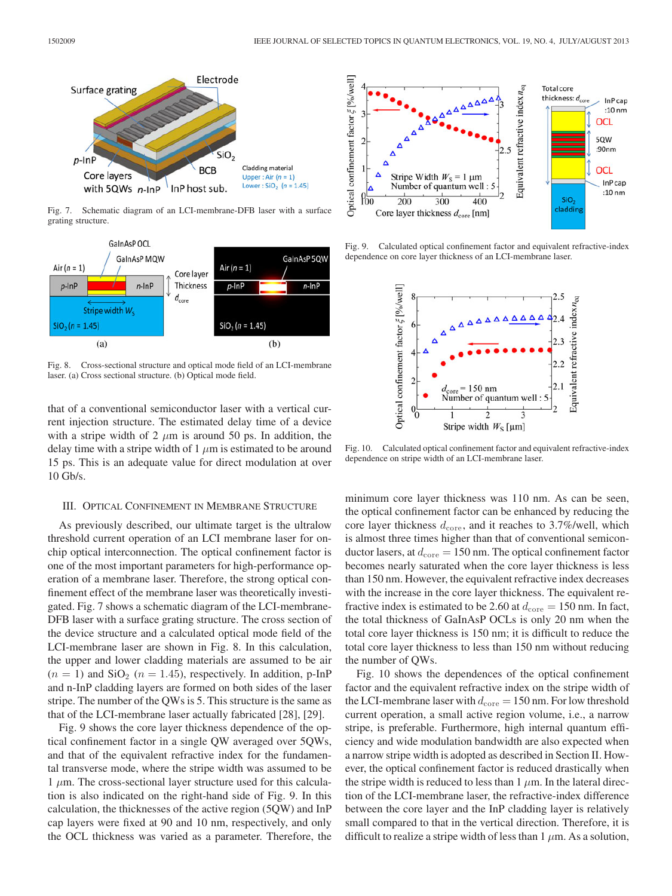Fig. 7. Schematic diagram of an LCI-membrane-DFB laser with a surface grating structure.

Fig. 8. Cross-sectional structure and optical mode field of an LCI-membrane laser. (a) Cross sectional structure. (b) Optical mode field.

that of a conventional semiconductor laser with a vertical current injection structure. The estimated delay time of a device with a stripe width of 2 $\mu$m is around 50 ps. In addition, the delay time with a stripe width of 1 $\mu$m is estimated to be around 15 ps. This is an adequate value for direct modulation at over 10 Gb/s.

## III. Optical Confinement in Membrane Structure

As previously described, our ultimate target is the ultralow threshold current operation of an LCI membrane laser for on-chip optical interconnection. The optical confinement factor is one of the most important parameters for high-performance operation of a membrane laser. Therefore, the strong optical confinement effect of the membrane laser was theoretically investigated. Fig. 7 shows a schematic diagram of the LCI-membrane-DFB laser with a surface grating structure. The cross section of the device structure and a calculated optical mode field of the LCI-membrane laser are shown in Fig. 8. In this calculation, the upper and lower cladding materials are assumed to be air ($n = 1$) and $SiO_2$ ($n = 1.45$), respectively. In addition, p-InP and n-InP cladding layers are formed on both sides of the laser stripe. The number of the QWs is 5. This structure is the same as that of the LCI-membrane laser actually fabricated [28], [29].

Fig. 9 shows the core layer thickness dependence of the optical confinement factor in a single QW averaged over 5QWs, and that of the equivalent refractive index for the fundamental transverse mode, where the stripe width was assumed to be 1 $\mu$m. The cross-sectional layer structure used for this calculation is also indicated on the right-hand side of Fig. 9. In this calculation, the thicknesses of the active region (5QW) and InP cap layers were fixed at 90 and 10 nm, respectively, and only the OCL thickness was varied as a parameter. Therefore, the minimum core layer thickness was 110 nm. As can be seen, the optical confinement factor can be enhanced by reducing the core layer thickness $d_{\mathrm{core}}$, and it reaches to 3.7%/well, which is almost three times higher than that of conventional semiconductor lasers, at $d_{\mathrm{core}} = 150$ nm. The optical confinement factor becomes nearly saturated when the core layer thickness is less than 150 nm. However, the equivalent refractive index decreases with the increase in the core layer thickness. The equivalent refractive index is estimated to be 2.60 at $d_{\mathrm{core}} = 150$ nm. In fact, the total thickness of GaInAsP OCLs is only 20 nm when the total core layer thickness is 150 nm; it is difficult to reduce the total core layer thickness to less than 150 nm without reducing the number of QWs.

Fig. 9. Calculated optical confinement factor and equivalent refractive-index dependence on core layer thickness of an LCI-membrane laser.

Fig. 10. Calculated optical confinement factor and equivalent refractive-index dependence on stripe width of an LCI-membrane laser.

Fig. 10 shows the dependences of the optical confinement factor and the equivalent refractive index on the stripe width of the LCI-membrane laser with $d_{\mathrm{core}} = 150$ nm. For low threshold current operation, a small active region volume, i.e., a narrow stripe, is preferable. Furthermore, high internal quantum efficiency and wide modulation bandwidth are also expected when a narrow stripe width is adopted as described in Section II. However, the optical confinement factor is reduced drastically when the stripe width is reduced to less than 1 $\mu$m. In the lateral direction of the LCI-membrane laser, the refractive-index difference between the core layer and the InP cladding layer is relatively small compared to that in the vertical direction. Therefore, it is difficult to realize a stripe width of less than 1 $\mu$m. As a solution,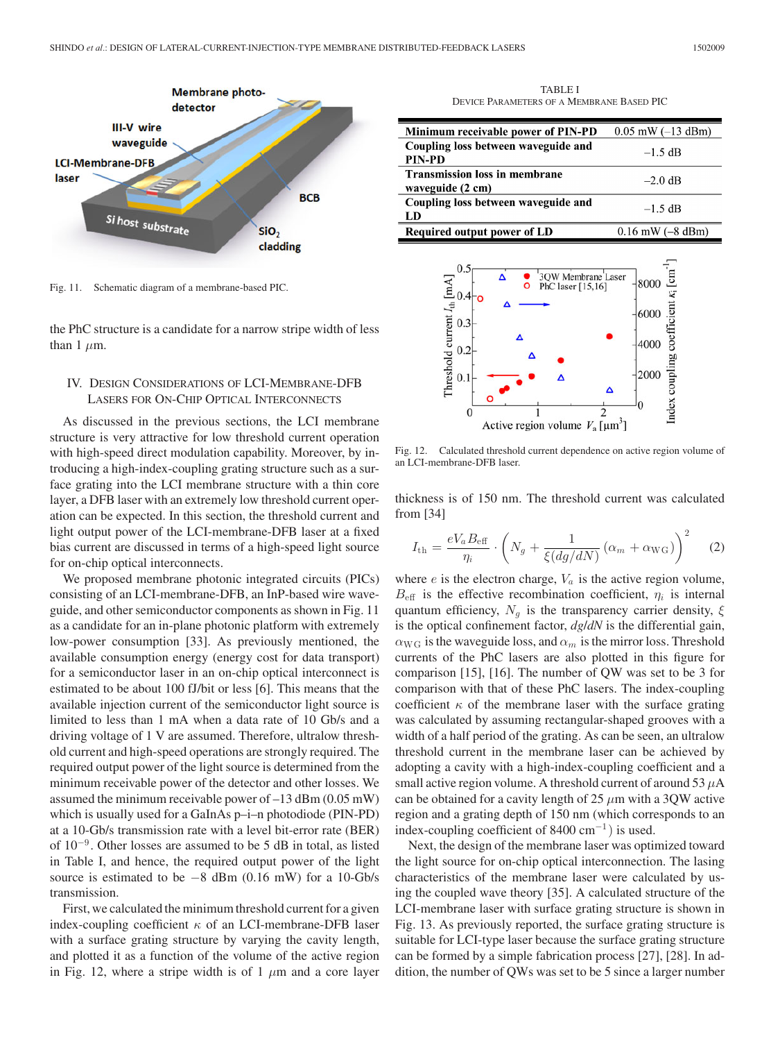Fig. 11. Schematic diagram of a membrane-based PIC.

the PhC structure is a candidate for a narrow stripe width of less than 1 $\mu$m.

## IV. Design Considerations of LCI-Membrane-DFB Lasers for On-Chip Optical Interconnects

As discussed in the previous sections, the LCI membrane structure is very attractive for low threshold current operation with high-speed direct modulation capability. Moreover, by introducing a high-index-coupling grating structure such as a surface grating into the LCI membrane structure with a thin core layer, a DFB laser with an extremely low threshold current operation can be expected. In this section, the threshold current and light output power of the LCI-membrane-DFB laser at a fixed bias current are discussed in terms of a high-speed light source for on-chip optical interconnects.

We proposed membrane photonic integrated circuits (PICs) consisting of an LCI-membrane-DFB, an InP-based wire waveguide, and other semiconductor components as shown in Fig. 11 as a candidate for an in-plane photonic platform with extremely low-power consumption [33]. As previously mentioned, the available consumption energy (energy cost for data transport) for a semiconductor laser in an on-chip optical interconnect is estimated to be about 100 fJ/bit or less [6]. This means that the available injection current of the semiconductor light source is limited to less than 1 mA when a data rate of 10 Gb/s and a driving voltage of 1 V are assumed. Therefore, ultralow threshold current and high-speed operations are strongly required. The required output power of the light source is determined from the minimum receivable power of the detector and other losses. We assumed the minimum receivable power of –13 dBm (0.05 mW) which is usually used for a GaInAs p–i–n photodiode (PIN-PD) at a 10-Gb/s transmission rate with a level bit-error rate (BER) of $10^{-9}$. Other losses are assumed to be 5 dB in total, as listed in Table I, and hence, the required output power of the light source is estimated to be −8 dBm (0.16 mW) for a 10-Gb/s transmission.

First, we calculated the minimum threshold current for a given index-coupling coefficient $\kappa$ of an LCI-membrane-DFB laser with a surface grating structure by varying the cavity length, and plotted it as a function of the volume of the active region in Fig. 12, where a stripe width is of 1 $\mu$m and a core layer

TABLE I
Device Parameters of a Membrane Based PIC

| | |
|---|---|
| **Minimum receivable power of PIN-PD** | 0.05 mW (–13 dBm) |
| **Coupling loss between waveguide and PIN-PD** | –1.5 dB |
| **Transmission loss in membrane waveguide (2 cm)** | –2.0 dB |
| **Coupling loss between waveguide and LD** | –1.5 dB |
| **Required output power of LD** | 0.16 mW (–8 dBm) |

Fig. 12. Calculated threshold current dependence on active region volume of an LCI-membrane-DFB laser.

thickness is of 150 nm. The threshold current was calculated from [34]

$$I_{\rm th} = \frac{eV_a B_{\rm eff}}{\eta_i} \cdot \left( N_g + \frac{1}{\xi(dg/dN)}(\alpha_m + \alpha_{\rm WG}) \right)^2 \qquad (2)$$

where $e$ is the electron charge, $V_a$ is the active region volume, $B_{\rm eff}$ is the effective recombination coefficient, $\eta_i$ is internal quantum efficiency, $N_g$ is the transparency carrier density, $\xi$ is the optical confinement factor, $dg/dN$ is the differential gain, $\alpha_{\rm WG}$ is the waveguide loss, and $\alpha_m$ is the mirror loss. Threshold currents of the PhC lasers are also plotted in this figure for comparison [15], [16]. The number of QW was set to be 3 for comparison with that of these PhC lasers. The index-coupling coefficient $\kappa$ of the membrane laser with the surface grating was calculated by assuming rectangular-shaped grooves with a width of a half period of the grating. As can be seen, an ultralow threshold current in the membrane laser can be achieved by adopting a cavity with a high-index-coupling coefficient and a small active region volume. A threshold current of around 53 $\mu$A can be obtained for a cavity length of 25 $\mu$m with a 3QW active region and a grating depth of 150 nm (which corresponds to an index-coupling coefficient of 8400 cm$^{-1}$) is used.

Next, the design of the membrane laser was optimized toward the light source for on-chip optical interconnection. The lasing characteristics of the membrane laser were calculated by using the coupled wave theory [35]. A calculated structure of the LCI-membrane laser with surface grating structure is shown in Fig. 13. As previously reported, the surface grating structure is suitable for LCI-type laser because the surface grating structure can be formed by a simple fabrication process [27], [28]. In addition, the number of QWs was set to be 5 since a larger number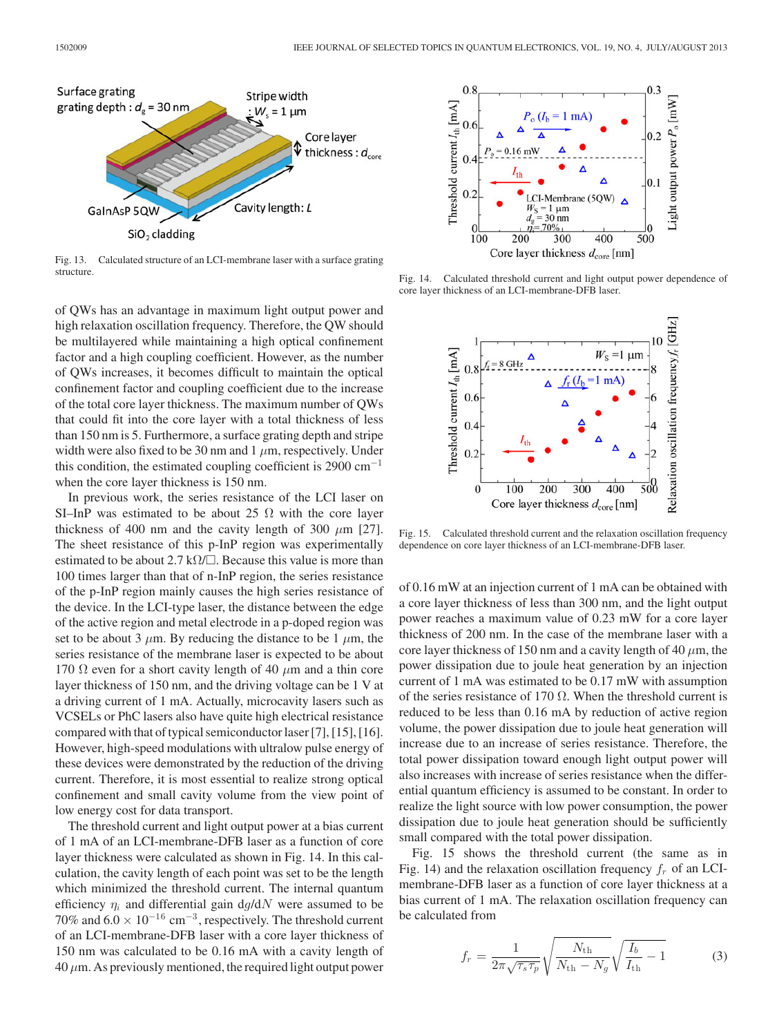Fig. 13. Calculated structure of an LCI-membrane laser with a surface grating structure.

Fig. 14. Calculated threshold current and light output power dependence of core layer thickness of an LCI-membrane-DFB laser.

Fig. 15. Calculated threshold current and the relaxation oscillation frequency dependence on core layer thickness of an LCI-membrane-DFB laser.

of QWs has an advantage in maximum light output power and high relaxation oscillation frequency. Therefore, the QW should be multilayered while maintaining a high optical confinement factor and a high coupling coefficient. However, as the number of QWs increases, it becomes difficult to maintain the optical confinement factor and coupling coefficient due to the increase of the total core layer thickness. The maximum number of QWs that could fit into the core layer with a total thickness of less than 150 nm is 5. Furthermore, a surface grating depth and stripe width were also fixed to be 30 nm and 1 $\mu$m, respectively. Under this condition, the estimated coupling coefficient is 2900 cm$^{-1}$ when the core layer thickness is 150 nm.

In previous work, the series resistance of the LCI laser on SI–InP was estimated to be about 25 Ω with the core layer thickness of 400 nm and the cavity length of 300 $\mu$m [27]. The sheet resistance of this p-InP region was experimentally estimated to be about 2.7 kΩ/□. Because this value is more than 100 times larger than that of n-InP region, the series resistance of the p-InP region mainly causes the high series resistance of the device. In the LCI-type laser, the distance between the edge of the active region and metal electrode in a p-doped region was set to be about 3 $\mu$m. By reducing the distance to be 1 $\mu$m, the series resistance of the membrane laser is expected to be about 170 Ω even for a short cavity length of 40 $\mu$m and a thin core layer thickness of 150 nm, and the driving voltage can be 1 V at a driving current of 1 mA. Actually, microcavity lasers such as VCSELs or PhC lasers also have quite high electrical resistance compared with that of typical semiconductor laser [7], [15], [16]. However, high-speed modulations with ultralow pulse energy of these devices were demonstrated by the reduction of the driving current. Therefore, it is most essential to realize strong optical confinement and small cavity volume from the view point of low energy cost for data transport.

The threshold current and light output power at a bias current of 1 mA of an LCI-membrane-DFB laser as a function of core layer thickness were calculated as shown in Fig. 14. In this calculation, the cavity length of each point was set to be the length which minimized the threshold current. The internal quantum efficiency $\eta_i$ and differential gain d$g$/d$N$ were assumed to be 70% and 6.0 × 10$^{-16}$ cm$^{-3}$, respectively. The threshold current of an LCI-membrane-DFB laser with a core layer thickness of 150 nm was calculated to be 0.16 mA with a cavity length of 40 $\mu$m. As previously mentioned, the required light output power of 0.16 mW at an injection current of 1 mA can be obtained with a core layer thickness of less than 300 nm, and the light output power reaches a maximum value of 0.23 mW for a core layer thickness of 200 nm. In the case of the membrane laser with a core layer thickness of 150 nm and a cavity length of 40 $\mu$m, the power dissipation due to joule heat generation by an injection current of 1 mA was estimated to be 0.17 mW with assumption of the series resistance of 170 Ω. When the threshold current is reduced to be less than 0.16 mA by reduction of active region volume, the power dissipation due to joule heat generation will increase due to an increase of series resistance. Therefore, the total power dissipation toward enough light output power will also increases with increase of series resistance when the differential quantum efficiency is assumed to be constant. In order to realize the light source with low power consumption, the power dissipation due to joule heat generation should be sufficiently small compared with the total power dissipation.

Fig. 15 shows the threshold current (the same as in Fig. 14) and the relaxation oscillation frequency $f_r$ of an LCI-membrane-DFB laser as a function of core layer thickness at a bias current of 1 mA. The relaxation oscillation frequency can be calculated from

$$f_r = \frac{1}{2\pi\sqrt{\tau_s \tau_p}}\sqrt{\frac{N_{\text{th}}}{N_{\text{th}} - N_g}}\sqrt{\frac{I_b}{I_{\text{th}}} - 1} \qquad (3)$$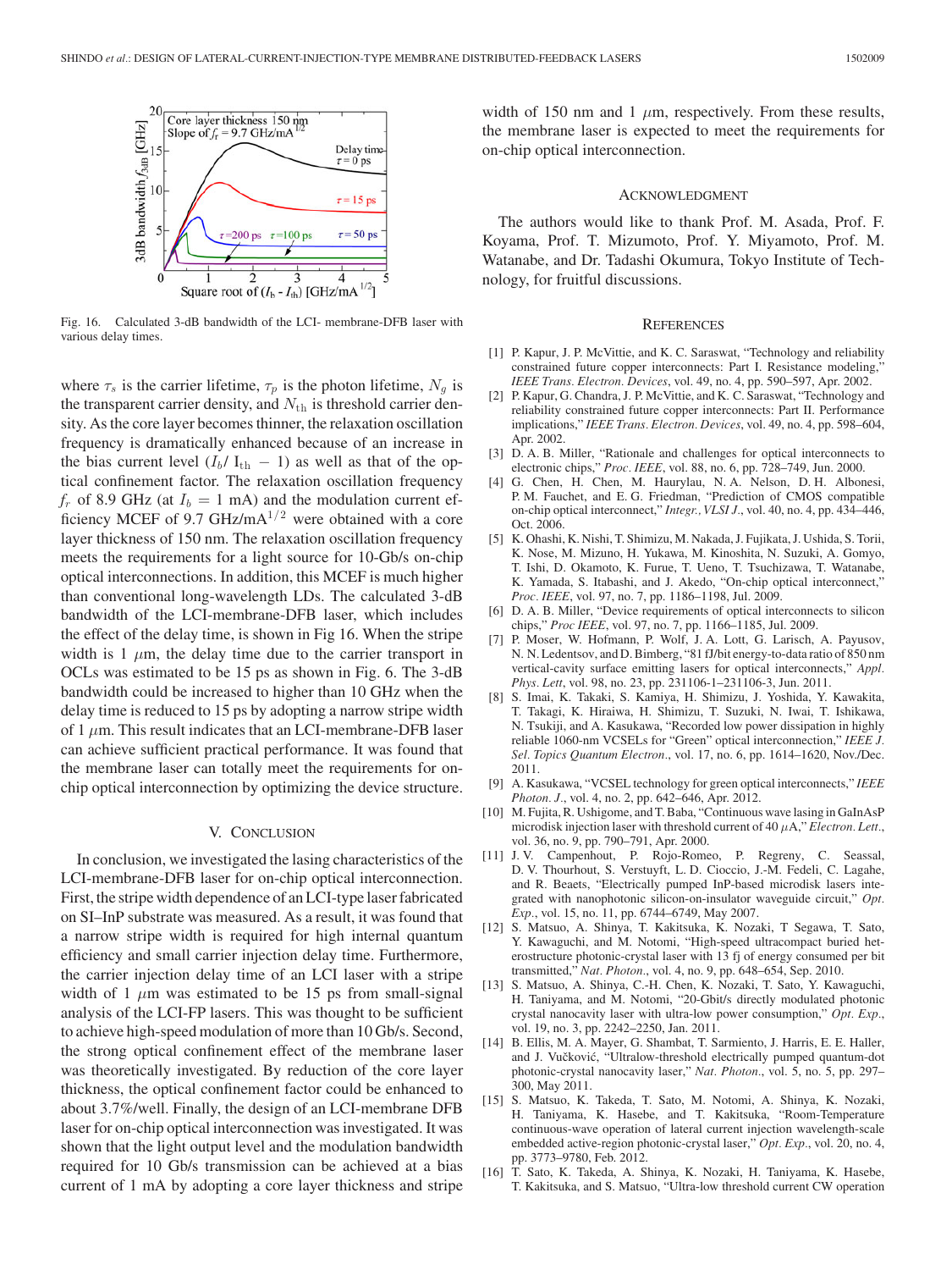Fig. 16. Calculated 3-dB bandwidth of the LCI- membrane-DFB laser with various delay times.

where $\tau_s$ is the carrier lifetime, $\tau_p$ is the photon lifetime, $N_g$ is the transparent carrier density, and $N_{\rm th}$ is threshold carrier density. As the core layer becomes thinner, the relaxation oscillation frequency is dramatically enhanced because of an increase in the bias current level ($I_b$/ $I_{\rm th}$ − 1) as well as that of the optical confinement factor. The relaxation oscillation frequency $f_r$ of 8.9 GHz (at $I_b$ = 1 mA) and the modulation current efficiency MCEF of 9.7 GHz/mA$^{1/2}$ were obtained with a core layer thickness of 150 nm. The relaxation oscillation frequency meets the requirements for a light source for 10-Gb/s on-chip optical interconnections. In addition, this MCEF is much higher than conventional long-wavelength LDs. The calculated 3-dB bandwidth of the LCI-membrane-DFB laser, which includes the effect of the delay time, is shown in Fig 16. When the stripe width is 1 $\mu$m, the delay time due to the carrier transport in OCLs was estimated to be 15 ps as shown in Fig. 6. The 3-dB bandwidth could be increased to higher than 10 GHz when the delay time is reduced to 15 ps by adopting a narrow stripe width of 1 $\mu$m. This result indicates that an LCI-membrane-DFB laser can achieve sufficient practical performance. It was found that the membrane laser can totally meet the requirements for on-chip optical interconnection by optimizing the device structure.

## V. Conclusion

In conclusion, we investigated the lasing characteristics of the LCI-membrane-DFB laser for on-chip optical interconnection. First, the stripe width dependence of an LCI-type laser fabricated on SI–InP substrate was measured. As a result, it was found that a narrow stripe width is required for high internal quantum efficiency and small carrier injection delay time. Furthermore, the carrier injection delay time of an LCI laser with a stripe width of 1 $\mu$m was estimated to be 15 ps from small-signal analysis of the LCI-FP lasers. This was thought to be sufficient to achieve high-speed modulation of more than 10 Gb/s. Second, the strong optical confinement effect of the membrane laser was theoretically investigated. By reduction of the core layer thickness, the optical confinement factor could be enhanced to about 3.7%/well. Finally, the design of an LCI-membrane DFB laser for on-chip optical interconnection was investigated. It was shown that the light output level and the modulation bandwidth required for 10 Gb/s transmission can be achieved at a bias current of 1 mA by adopting a core layer thickness and stripe width of 150 nm and 1 $\mu$m, respectively. From these results, the membrane laser is expected to meet the requirements for on-chip optical interconnection.

## Acknowledgment

The authors would like to thank Prof. M. Asada, Prof. F. Koyama, Prof. T. Mizumoto, Prof. Y. Miyamoto, Prof. M. Watanabe, and Dr. Tadashi Okumura, Tokyo Institute of Technology, for fruitful discussions.

## References

[1] P. Kapur, J. P. McVittie, and K. C. Saraswat, "Technology and reliability constrained future copper interconnects: Part I. Resistance modeling," *IEEE Trans. Electron. Devices*, vol. 49, no. 4, pp. 590–597, Apr. 2002.

[2] P. Kapur, G. Chandra, J. P. McVittie, and K. C. Saraswat, "Technology and reliability constrained future copper interconnects: Part II. Performance implications," *IEEE Trans. Electron. Devices*, vol. 49, no. 4, pp. 598–604, Apr. 2002.

[3] D. A. B. Miller, "Rationale and challenges for optical interconnects to electronic chips," *Proc. IEEE*, vol. 88, no. 6, pp. 728–749, Jun. 2000.

[4] G. Chen, H. Chen, M. Haurylau, N. A. Nelson, D. H. Albonesi, P. M. Fauchet, and E. G. Friedman, "Prediction of CMOS compatible on-chip optical interconnect," *Integr., VLSI J.*, vol. 40, no. 4, pp. 434–446, Oct. 2006.

[5] K. Ohashi, K. Nishi, T. Shimizu, M. Nakada, J. Fujikata, J. Ushida, S. Torii, K. Nose, M. Mizuno, H. Yukawa, M. Kinoshita, N. Suzuki, A. Gomyo, T. Ishi, D. Okamoto, K. Furue, T. Ueno, T. Tsuchizawa, T. Watanabe, K. Yamada, S. Itabashi, and J. Akedo, "On-chip optical interconnect," *Proc. IEEE*, vol. 97, no. 7, pp. 1186–1198, Jul. 2009.

[6] D. A. B. Miller, "Device requirements of optical interconnects to silicon chips," *Proc IEEE*, vol. 97, no. 7, pp. 1166–1185, Jul. 2009.

[7] P. Moser, W. Hofmann, P. Wolf, J. A. Lott, G. Larisch, A. Payusov, N. N. Ledentsov, and D. Bimberg, "81 fJ/bit energy-to-data ratio of 850 nm vertical-cavity surface emitting lasers for optical interconnects," *Appl. Phys. Lett*, vol. 98, no. 23, pp. 231106-1–231106-3, Jun. 2011.

[8] S. Imai, K. Takaki, S. Kamiya, H. Shimizu, J. Yoshida, Y. Kawakita, T. Takagi, K. Hiraiwa, H. Shimizu, T. Suzuki, N. Iwai, T. Ishikawa, N. Tsukiji, and A. Kasukawa, "Recorded low power dissipation in highly reliable 1060-nm VCSELs for "Green" optical interconnection," *IEEE J. Sel. Topics Quantum Electron*., vol. 17, no. 6, pp. 1614–1620, Nov./Dec. 2011.

[9] A. Kasukawa, "VCSEL technology for green optical interconnects," *IEEE Photon. J.*, vol. 4, no. 2, pp. 642–646, Apr. 2012.

[10] M. Fujita, R. Ushigome, and T. Baba, "Continuous wave lasing in GaInAsP microdisk injection laser with threshold current of 40 $\mu$A," *Electron. Lett*., vol. 36, no. 9, pp. 790–791, Apr. 2000.

[11] J. V. Campenhout, P. Rojo-Romeo, P. Regreny, C. Seassal, D. V. Thourhout, S. Verstuyft, L. D. Cioccio, J.-M. Fedeli, C. Lagahe, and R. Beaets, "Electrically pumped InP-based microdisk lasers integrated with nanophotonic silicon-on-insulator waveguide circuit," *Opt. Exp*., vol. 15, no. 11, pp. 6744–6749, May 2007.

[12] S. Matsuo, A. Shinya, T. Kakitsuka, K. Nozaki, T Segawa, T. Sato, Y. Kawaguchi, and M. Notomi, "High-speed ultracompact buried heterostructure photonic-crystal laser with 13 fJ of energy consumed per bit transmitted," *Nat. Photon*., vol. 4, no. 9, pp. 648–654, Sep. 2010.

[13] S. Matsuo, A. Shinya, C.-H. Chen, K. Nozaki, T. Sato, Y. Kawaguchi, H. Taniyama, and M. Notomi, "20-Gbit/s directly modulated photonic crystal nanocavity laser with ultra-low power consumption," *Opt. Exp*., vol. 19, no. 3, pp. 2242–2250, Jan. 2011.

[14] B. Ellis, M. A. Mayer, G. Shambat, T. Sarmiento, J. Harris, E. E. Haller, and J. Vučković, "Ultralow-threshold electrically pumped quantum-dot photonic-crystal nanocavity laser," *Nat. Photon*., vol. 5, no. 5, pp. 297–300, May 2011.

[15] S. Matsuo, K. Takeda, T. Sato, M. Notomi, A. Shinya, K. Nozaki, H. Taniyama, K. Hasebe, and T. Kakitsuka, "Room-Temperature continuous-wave operation of lateral current injection wavelength-scale embedded active-region photonic-crystal laser," *Opt. Exp*., vol. 20, no. 4, pp. 3773–9780, Feb. 2012.

[16] T. Sato, K. Takeda, A. Shinya, K. Nozaki, H. Taniyama, K. Hasebe, T. Kakitsuka, and S. Matsuo, "Ultra-low threshold current CW operation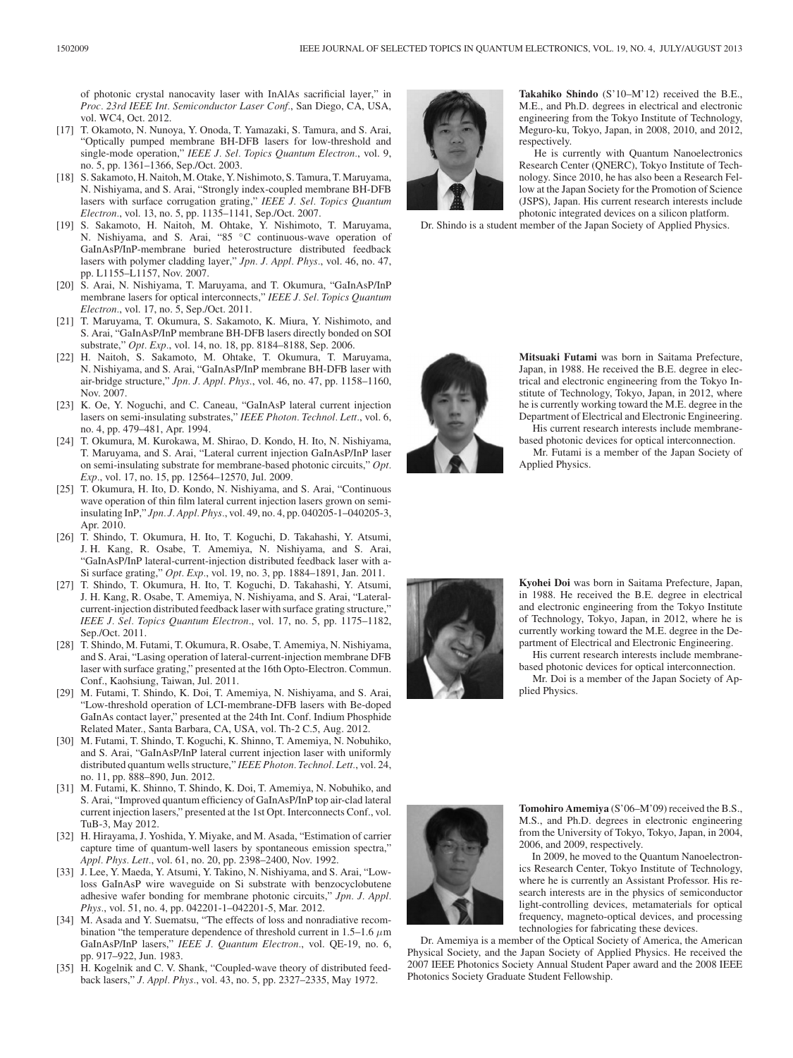of photonic crystal nanocavity laser with InAlAs sacrificial layer," in *Proc. 23rd IEEE Int. Semiconductor Laser Conf.*, San Diego, CA, USA, vol. WC4, Oct. 2012.

[17] T. Okamoto, N. Nunoya, Y. Onoda, T. Yamazaki, S. Tamura, and S. Arai, "Optically pumped membrane BH-DFB lasers for low-threshold and single-mode operation," *IEEE J. Sel. Topics Quantum Electron.*, vol. 9, no. 5, pp. 1361–1366, Sep./Oct. 2003.

[18] S. Sakamoto, H. Naitoh, M. Otake, Y. Nishimoto, S. Tamura, T. Maruyama, N. Nishiyama, and S. Arai, "Strongly index-coupled membrane BH-DFB lasers with surface corrugation grating," *IEEE J. Sel. Topics Quantum Electron.*, vol. 13, no. 5, pp. 1135–1141, Sep./Oct. 2007.

[19] S. Sakamoto, H. Naitoh, M. Ohtake, Y. Nishimoto, S. Tamura, T. Maruyama, N. Nishiyama, and S. Arai, "85 °C continuous-wave operation of GaInAsP/InP-membrane buried heterostructure distributed feedback lasers with polymer cladding layer," *Jpn. J. Appl. Phys.*, vol. 46, no. 47, pp. L1155–L1157, Nov. 2007.

[20] S. Arai, N. Nishiyama, T. Maruyama, and T. Okumura, "GaInAsP/InP membrane lasers for optical interconnects," *IEEE J. Sel. Topics Quantum Electron.*, vol. 17, no. 5, Sep./Oct. 2011.

[21] T. Maruyama, T. Okumura, S. Sakamoto, K. Miura, Y. Nishimoto, and S. Arai, "GaInAsP/InP membrane BH-DFB lasers directly bonded on SOI substrate," *Opt. Exp.*, vol. 14, no. 18, pp. 8184–8188, Sep. 2006.

[22] H. Naitoh, S. Sakamoto, M. Ohtake, T. Okumura, T. Maruyama, N. Nishiyama, and S. Arai, "GaInAsP/InP membrane BH-DFB laser with air-bridge structure," *Jpn. J. Appl. Phys.*, vol. 46, no. 47, pp. 1158–1160, Nov. 2007.

[23] K. Oe, Y. Noguchi, and C. Caneau, "GaInAsP lateral current injection lasers on semi-insulating substrates," *IEEE Photon. Technol. Lett.*, vol. 6, no. 4, pp. 479–481, Apr. 1994.

[24] T. Okumura, M. Kurokawa, M. Shirao, D. Kondo, H. Ito, N. Nishiyama, T. Maruyama, and S. Arai, "Lateral current injection GaInAsP/InP laser on semi-insulating substrate for membrane-based photonic circuits," *Opt. Exp.*, vol. 17, no. 15, pp. 12564–12570, Jul. 2009.

[25] T. Okumura, H. Ito, D. Kondo, N. Nishiyama, and S. Arai, "Continuous wave operation of thin film lateral current injection lasers grown on semi-insulating InP," *Jpn. J. Appl. Phys.*, vol. 49, no. 4, pp. 040205-1–040205-3, Apr. 2010.

[26] T. Shindo, T. Okumura, H. Ito, T. Koguchi, D. Takahashi, Y. Atsumi, J. H. Kang, R. Osabe, T. Amemiya, N. Nishiyama, and S. Arai, "GaInAsP/InP lateral-current-injection distributed feedback laser with a-Si surface grating," *Opt. Exp.*, vol. 19, no. 3, pp. 1884–1891, Jan. 2011.

[27] T. Shindo, T. Okumura, H. Ito, T. Koguchi, D. Takahashi, Y. Atsumi, J. H. Kang, R. Osabe, T. Amemiya, N. Nishiyama, and S. Arai, "Lateral-current-injection distributed feedback laser with surface grating structure," *IEEE J. Sel. Topics Quantum Electron.*, vol. 17, no. 5, pp. 1175–1182, Sep./Oct. 2011.

[28] T. Shindo, M. Futami, T. Okumura, R. Osabe, T. Amemiya, N. Nishiyama, and S. Arai, "Lasing operation of lateral-current-injection membrane DFB laser with surface grating," presented at the 16th Opto-Electron. Commun. Conf., Kaohsiung, Taiwan, Jul. 2011.

[29] M. Futami, T. Shindo, K. Doi, T. Amemiya, N. Nishiyama, and S. Arai, "Low-threshold operation of LCI-membrane-DFB lasers with Be-doped GaInAs contact layer," presented at the 24th Int. Conf. Indium Phosphide Related Mater., Santa Barbara, CA, USA, vol. Th-2 C.5, Aug. 2012.

[30] M. Futami, T. Shindo, T. Koguchi, K. Shinno, T. Amemiya, N. Nobuhiko, and S. Arai, "GaInAsP/InP lateral current injection laser with uniformly distributed quantum wells structure," *IEEE Photon. Technol. Lett.*, vol. 24, no. 11, pp. 888–890, Jun. 2012.

[31] M. Futami, K. Shinno, T. Shindo, K. Doi, T. Amemiya, N. Nobuhiko, and S. Arai, "Improved quantum efficiency of GaInAsP/InP top air-clad lateral current injection lasers," presented at the 1st Opt. Interconnects Conf., vol. TuB-3, May 2012.

[32] H. Hirayama, J. Yoshida, Y. Miyake, and M. Asada, "Estimation of carrier capture time of quantum-well lasers by spontaneous emission spectra," *Appl. Phys. Lett.*, vol. 61, no. 20, pp. 2398–2400, Nov. 1992.

[33] J. Lee, Y. Maeda, Y. Atsumi, Y. Takino, N. Nishiyama, and S. Arai, "Low-loss GaInAsP wire waveguide on Si substrate with benzocyclobutene adhesive wafer bonding for membrane photonic circuits," *Jpn. J. Appl. Phys.*, vol. 51, no. 4, pp. 042201-1–042201-5, Mar. 2012.

[34] M. Asada and Y. Suematsu, "The effects of loss and nonradiative recombination "the temperature dependence of threshold current in 1.5–1.6 $\mu$m GaInAsP/InP lasers," *IEEE J. Quantum Electron.*, vol. QE-19, no. 6, pp. 917–922, Jun. 1983.

[35] H. Kogelnik and C. V. Shank, "Coupled-wave theory of distributed feedback lasers," *J. Appl. Phys.*, vol. 43, no. 5, pp. 2327–2335, May 1972.

**Takahiko Shindo** (S'10–M'12) received the B.E., M.E., and Ph.D. degrees in electrical and electronic engineering from the Tokyo Institute of Technology, Meguro-ku, Tokyo, Japan, in 2008, 2010, and 2012, respectively.

He is currently with Quantum Nanoelectronics Research Center (QNERC), Tokyo Institute of Technology. Since 2010, he has also been a Research Fellow at the Japan Society for the Promotion of Science (JSPS), Japan. His current research interests include photonic integrated devices on a silicon platform.

Dr. Shindo is a student member of the Japan Society of Applied Physics.

**Mitsuaki Futami** was born in Saitama Prefecture, Japan, in 1988. He received the B.E. degree in electrical and electronic engineering from the Tokyo Institute of Technology, Tokyo, Japan, in 2012, where he is currently working toward the M.E. degree in the Department of Electrical and Electronic Engineering.

His current research interests include membrane-based photonic devices for optical interconnection.

Mr. Futami is a member of the Japan Society of Applied Physics.

**Kyohei Doi** was born in Saitama Prefecture, Japan, in 1988. He received the B.E. degree in electrical and electronic engineering from the Tokyo Institute of Technology, Tokyo, Japan, in 2012, where he is currently working toward the M.E. degree in the Department of Electrical and Electronic Engineering.

His current research interests include membrane-based photonic devices for optical interconnection.

Mr. Doi is a member of the Japan Society of Applied Physics.

**Tomohiro Amemiya** (S'06–M'09) received the B.S., M.S., and Ph.D. degrees in electronic engineering from the University of Tokyo, Tokyo, Japan, in 2004, 2006, and 2009, respectively.

In 2009, he moved to the Quantum Nanoelectronics Research Center, Tokyo Institute of Technology, where he is currently an Assistant Professor. His research interests are in the physics of semiconductor light-controlling devices, metamaterials for optical frequency, magneto-optical devices, and processing technologies for fabricating these devices.

Dr. Amemiya is a member of the Optical Society of America, the American Physical Society, and the Japan Society of Applied Physics. He received the 2007 IEEE Photonics Society Annual Student Paper award and the 2008 IEEE Photonics Society Graduate Student Fellowship.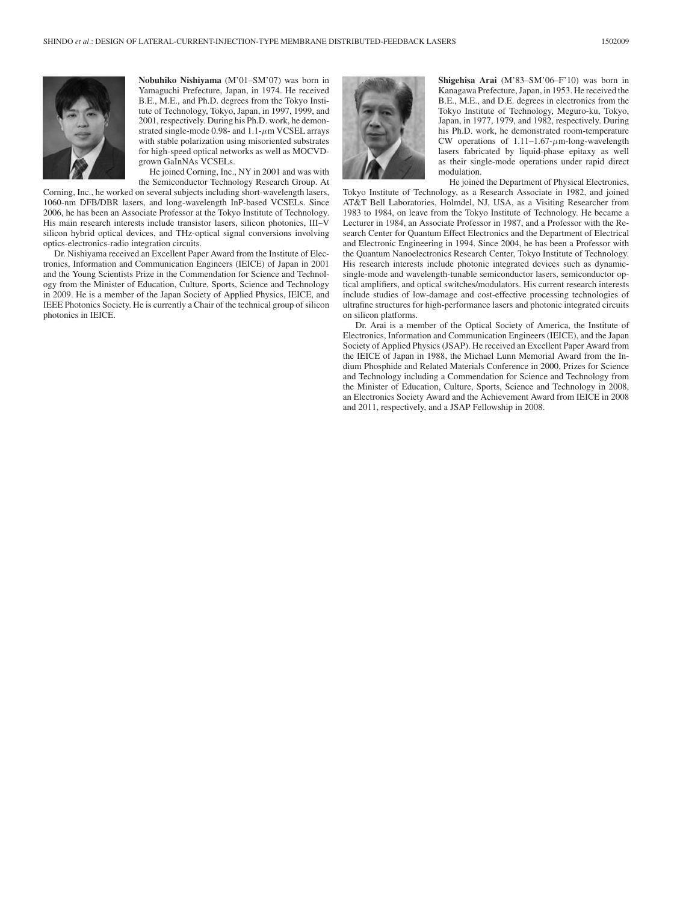**Nobuhiko Nishiyama** (M'01–SM'07) was born in Yamaguchi Prefecture, Japan, in 1974. He received B.E., M.E., and Ph.D. degrees from the Tokyo Institute of Technology, Tokyo, Japan, in 1997, 1999, and 2001, respectively. During his Ph.D. work, he demonstrated single-mode 0.98- and 1.1-$\mu$m VCSEL arrays with stable polarization using misoriented substrates for high-speed optical networks as well as MOCVD-grown GaInNAs VCSELs.

He joined Corning, Inc., NY in 2001 and was with the Semiconductor Technology Research Group. At Corning, Inc., he worked on several subjects including short-wavelength lasers, 1060-nm DFB/DBR lasers, and long-wavelength InP-based VCSELs. Since 2006, he has been an Associate Professor at the Tokyo Institute of Technology. His main research interests include transistor lasers, silicon photonics, III–V silicon hybrid optical devices, and THz-optical signal conversions involving optics-electronics-radio integration circuits.

Dr. Nishiyama received an Excellent Paper Award from the Institute of Electronics, Information and Communication Engineers (IEICE) of Japan in 2001 and the Young Scientists Prize in the Commendation for Science and Technology from the Minister of Education, Culture, Sports, Science and Technology in 2009. He is a member of the Japan Society of Applied Physics, IEICE, and IEEE Photonics Society. He is currently a Chair of the technical group of silicon photonics in IEICE.

**Shigehisa Arai** (M'83–SM'06–F'10) was born in Kanagawa Prefecture, Japan, in 1953. He received the B.E., M.E., and D.E. degrees in electronics from the Tokyo Institute of Technology, Meguro-ku, Tokyo, Japan, in 1977, 1979, and 1982, respectively. During his Ph.D. work, he demonstrated room-temperature CW operations of 1.11–1.67-$\mu$m-long-wavelength lasers fabricated by liquid-phase epitaxy as well as their single-mode operations under rapid direct modulation.

He joined the Department of Physical Electronics, Tokyo Institute of Technology, as a Research Associate in 1982, and joined AT&T Bell Laboratories, Holmdel, NJ, USA, as a Visiting Researcher from 1983 to 1984, on leave from the Tokyo Institute of Technology. He became a Lecturer in 1984, an Associate Professor in 1987, and a Professor with the Research Center for Quantum Effect Electronics and the Department of Electrical and Electronic Engineering in 1994. Since 2004, he has been a Professor with the Quantum Nanoelectronics Research Center, Tokyo Institute of Technology. His research interests include photonic integrated devices such as dynamic-single-mode and wavelength-tunable semiconductor lasers, semiconductor optical amplifiers, and optical switches/modulators. His current research interests include studies of low-damage and cost-effective processing technologies of ultrafine structures for high-performance lasers and photonic integrated circuits on silicon platforms.

Dr. Arai is a member of the Optical Society of America, the Institute of Electronics, Information and Communication Engineers (IEICE), and the Japan Society of Applied Physics (JSAP). He received an Excellent Paper Award from the IEICE of Japan in 1988, the Michael Lunn Memorial Award from the Indium Phosphide and Related Materials Conference in 2000, Prizes for Science and Technology including a Commendation for Science and Technology from the Minister of Education, Culture, Sports, Science and Technology in 2008, an Electronics Society Award and the Achievement Award from IEICE in 2008 and 2011, respectively, and a JSAP Fellowship in 2008.